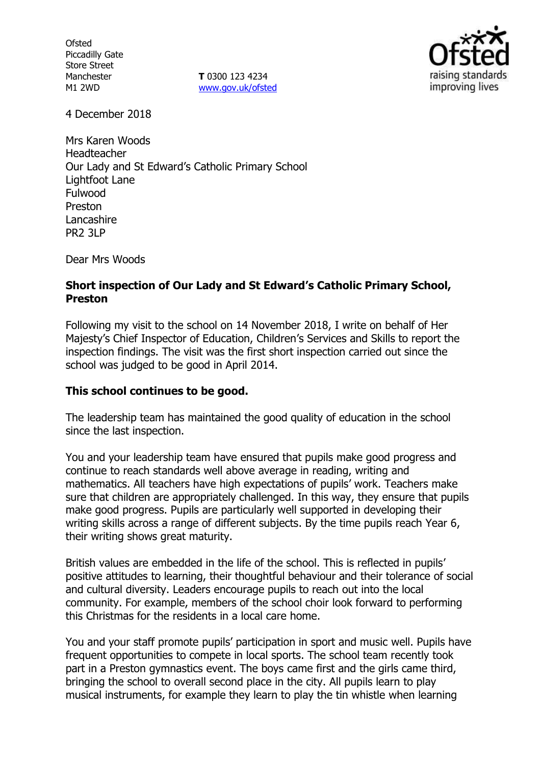Ofsted
Piccadilly Gate
Store Street
Manchester
M1 2WD

**T** 0300 123 4234
www.gov.uk/ofsted

4 December 2018

Mrs Karen Woods
Headteacher
Our Lady and St Edward's Catholic Primary School
Lightfoot Lane
Fulwood
Preston
Lancashire
PR2 3LP

Dear Mrs Woods

**Short inspection of Our Lady and St Edward's Catholic Primary School, Preston**

Following my visit to the school on 14 November 2018, I write on behalf of Her Majesty's Chief Inspector of Education, Children's Services and Skills to report the inspection findings. The visit was the first short inspection carried out since the school was judged to be good in April 2014.

**This school continues to be good.**

The leadership team has maintained the good quality of education in the school since the last inspection.

You and your leadership team have ensured that pupils make good progress and continue to reach standards well above average in reading, writing and mathematics. All teachers have high expectations of pupils' work. Teachers make sure that children are appropriately challenged. In this way, they ensure that pupils make good progress. Pupils are particularly well supported in developing their writing skills across a range of different subjects. By the time pupils reach Year 6, their writing shows great maturity.

British values are embedded in the life of the school. This is reflected in pupils' positive attitudes to learning, their thoughtful behaviour and their tolerance of social and cultural diversity. Leaders encourage pupils to reach out into the local community. For example, members of the school choir look forward to performing this Christmas for the residents in a local care home.

You and your staff promote pupils' participation in sport and music well. Pupils have frequent opportunities to compete in local sports. The school team recently took part in a Preston gymnastics event. The boys came first and the girls came third, bringing the school to overall second place in the city. All pupils learn to play musical instruments, for example they learn to play the tin whistle when learning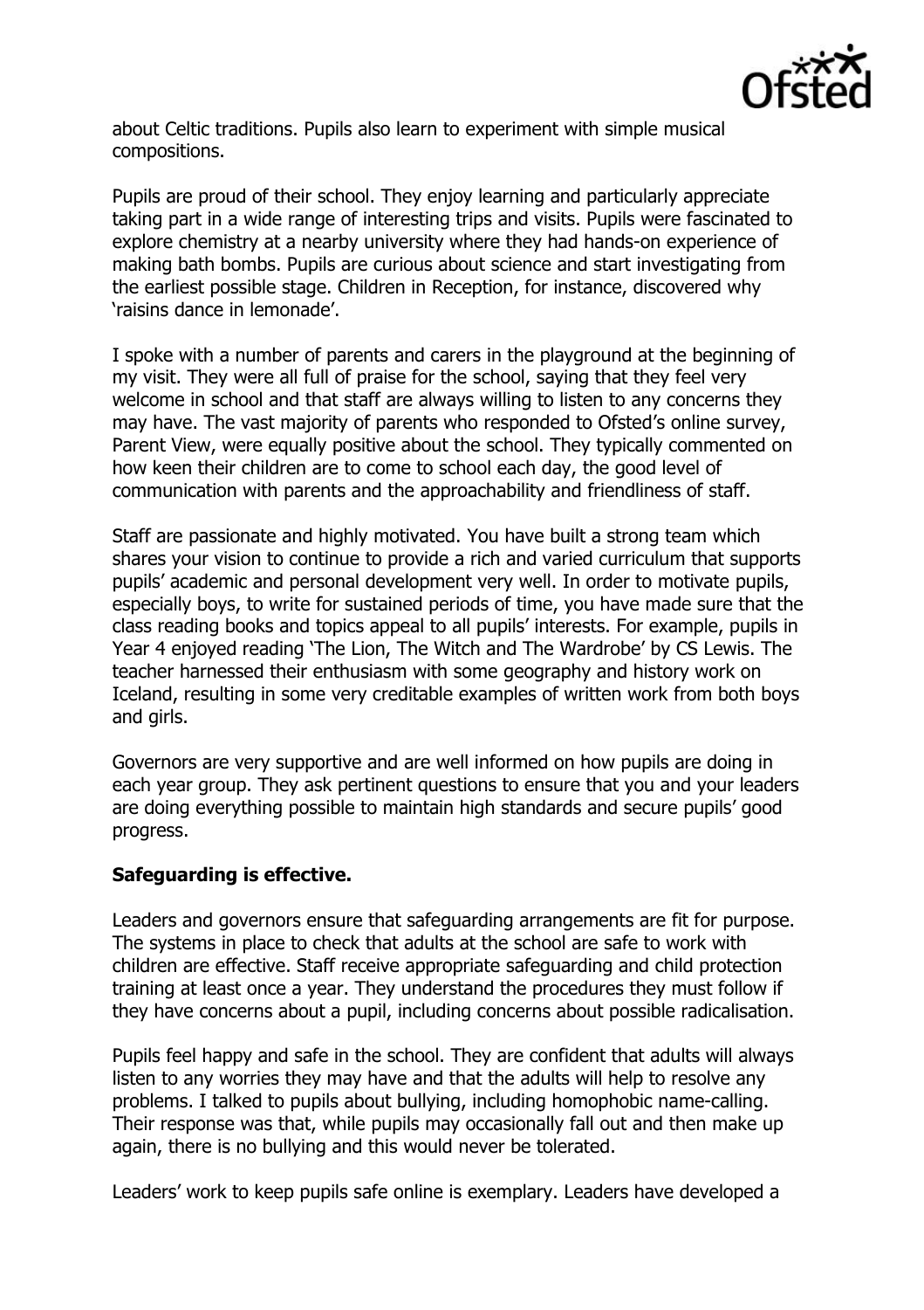about Celtic traditions. Pupils also learn to experiment with simple musical compositions.

Pupils are proud of their school. They enjoy learning and particularly appreciate taking part in a wide range of interesting trips and visits. Pupils were fascinated to explore chemistry at a nearby university where they had hands-on experience of making bath bombs. Pupils are curious about science and start investigating from the earliest possible stage. Children in Reception, for instance, discovered why 'raisins dance in lemonade'.

I spoke with a number of parents and carers in the playground at the beginning of my visit. They were all full of praise for the school, saying that they feel very welcome in school and that staff are always willing to listen to any concerns they may have. The vast majority of parents who responded to Ofsted's online survey, Parent View, were equally positive about the school. They typically commented on how keen their children are to come to school each day, the good level of communication with parents and the approachability and friendliness of staff.

Staff are passionate and highly motivated. You have built a strong team which shares your vision to continue to provide a rich and varied curriculum that supports pupils' academic and personal development very well. In order to motivate pupils, especially boys, to write for sustained periods of time, you have made sure that the class reading books and topics appeal to all pupils' interests. For example, pupils in Year 4 enjoyed reading 'The Lion, The Witch and The Wardrobe' by CS Lewis. The teacher harnessed their enthusiasm with some geography and history work on Iceland, resulting in some very creditable examples of written work from both boys and girls.

Governors are very supportive and are well informed on how pupils are doing in each year group. They ask pertinent questions to ensure that you and your leaders are doing everything possible to maintain high standards and secure pupils' good progress.

**Safeguarding is effective.**

Leaders and governors ensure that safeguarding arrangements are fit for purpose. The systems in place to check that adults at the school are safe to work with children are effective. Staff receive appropriate safeguarding and child protection training at least once a year. They understand the procedures they must follow if they have concerns about a pupil, including concerns about possible radicalisation.

Pupils feel happy and safe in the school. They are confident that adults will always listen to any worries they may have and that the adults will help to resolve any problems. I talked to pupils about bullying, including homophobic name-calling. Their response was that, while pupils may occasionally fall out and then make up again, there is no bullying and this would never be tolerated.

Leaders' work to keep pupils safe online is exemplary. Leaders have developed a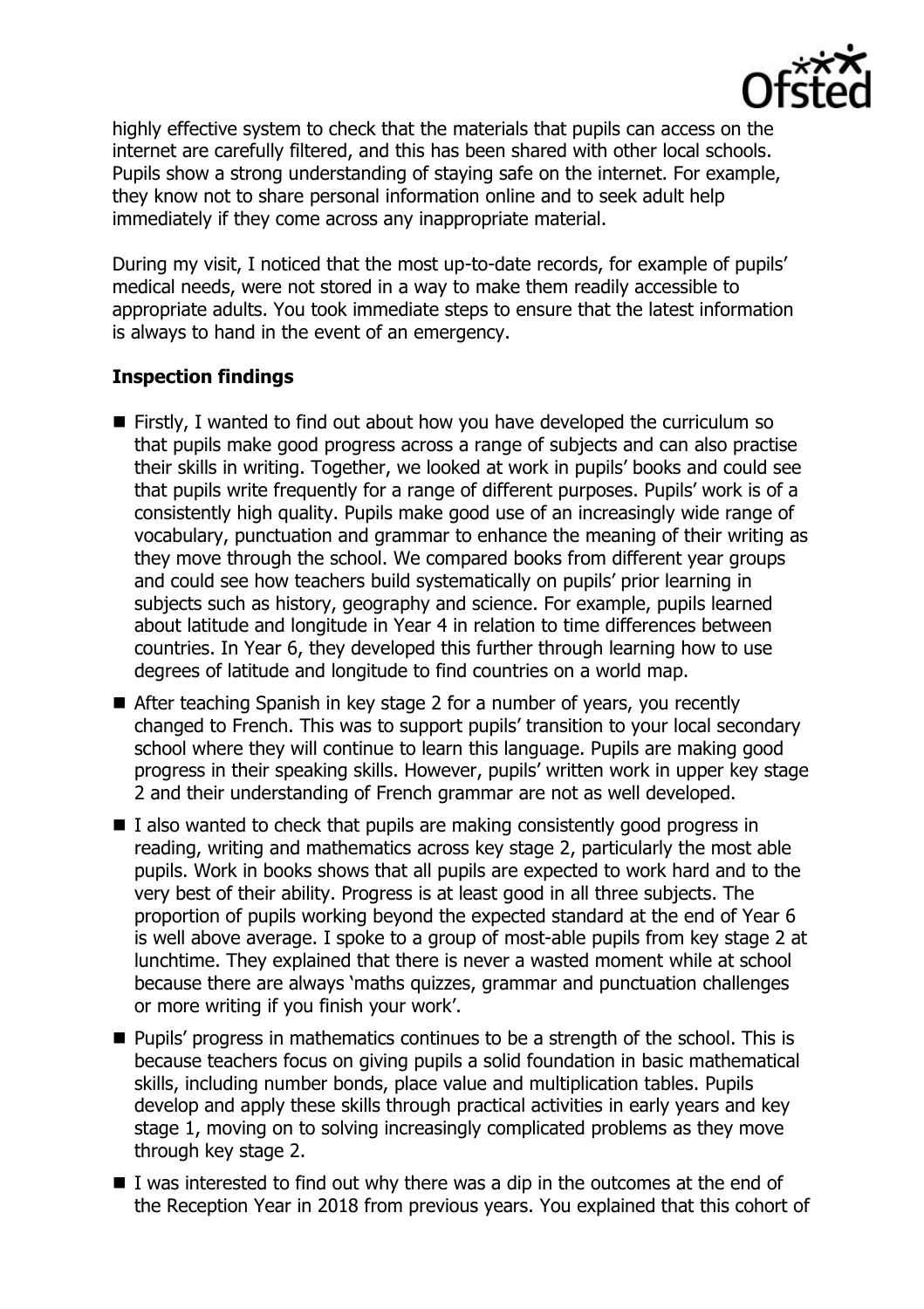highly effective system to check that the materials that pupils can access on the internet are carefully filtered, and this has been shared with other local schools. Pupils show a strong understanding of staying safe on the internet. For example, they know not to share personal information online and to seek adult help immediately if they come across any inappropriate material.

During my visit, I noticed that the most up-to-date records, for example of pupils' medical needs, were not stored in a way to make them readily accessible to appropriate adults. You took immediate steps to ensure that the latest information is always to hand in the event of an emergency.

## Inspection findings

- Firstly, I wanted to find out about how you have developed the curriculum so that pupils make good progress across a range of subjects and can also practise their skills in writing. Together, we looked at work in pupils' books and could see that pupils write frequently for a range of different purposes. Pupils' work is of a consistently high quality. Pupils make good use of an increasingly wide range of vocabulary, punctuation and grammar to enhance the meaning of their writing as they move through the school. We compared books from different year groups and could see how teachers build systematically on pupils' prior learning in subjects such as history, geography and science. For example, pupils learned about latitude and longitude in Year 4 in relation to time differences between countries. In Year 6, they developed this further through learning how to use degrees of latitude and longitude to find countries on a world map.
- After teaching Spanish in key stage 2 for a number of years, you recently changed to French. This was to support pupils' transition to your local secondary school where they will continue to learn this language. Pupils are making good progress in their speaking skills. However, pupils' written work in upper key stage 2 and their understanding of French grammar are not as well developed.
- I also wanted to check that pupils are making consistently good progress in reading, writing and mathematics across key stage 2, particularly the most able pupils. Work in books shows that all pupils are expected to work hard and to the very best of their ability. Progress is at least good in all three subjects. The proportion of pupils working beyond the expected standard at the end of Year 6 is well above average. I spoke to a group of most-able pupils from key stage 2 at lunchtime. They explained that there is never a wasted moment while at school because there are always 'maths quizzes, grammar and punctuation challenges or more writing if you finish your work'.
- Pupils' progress in mathematics continues to be a strength of the school. This is because teachers focus on giving pupils a solid foundation in basic mathematical skills, including number bonds, place value and multiplication tables. Pupils develop and apply these skills through practical activities in early years and key stage 1, moving on to solving increasingly complicated problems as they move through key stage 2.
- I was interested to find out why there was a dip in the outcomes at the end of the Reception Year in 2018 from previous years. You explained that this cohort of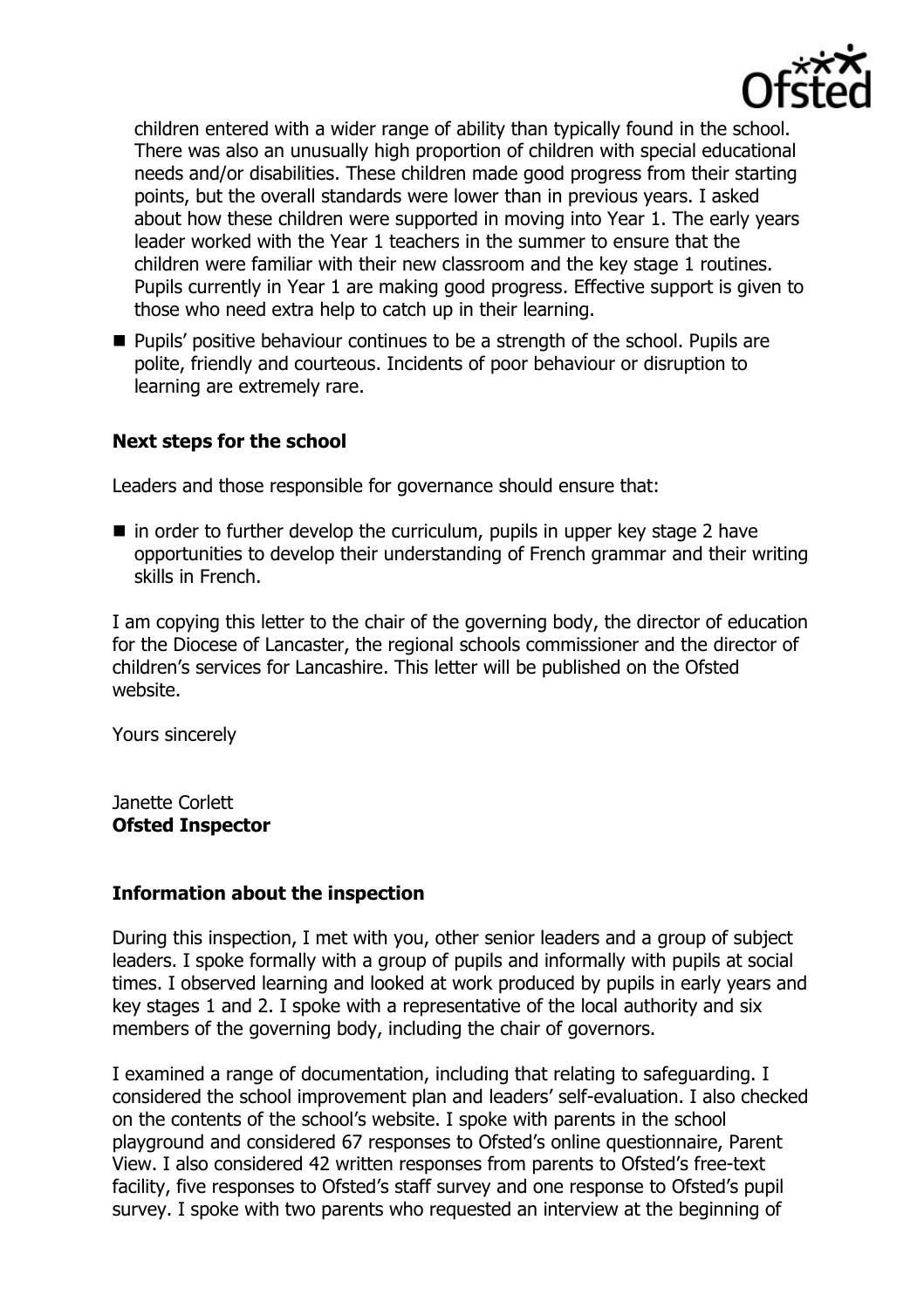children entered with a wider range of ability than typically found in the school. There was also an unusually high proportion of children with special educational needs and/or disabilities. These children made good progress from their starting points, but the overall standards were lower than in previous years. I asked about how these children were supported in moving into Year 1. The early years leader worked with the Year 1 teachers in the summer to ensure that the children were familiar with their new classroom and the key stage 1 routines. Pupils currently in Year 1 are making good progress. Effective support is given to those who need extra help to catch up in their learning.

- Pupils' positive behaviour continues to be a strength of the school. Pupils are polite, friendly and courteous. Incidents of poor behaviour or disruption to learning are extremely rare.

### Next steps for the school

Leaders and those responsible for governance should ensure that:

- in order to further develop the curriculum, pupils in upper key stage 2 have opportunities to develop their understanding of French grammar and their writing skills in French.

I am copying this letter to the chair of the governing body, the director of education for the Diocese of Lancaster, the regional schools commissioner and the director of children's services for Lancashire. This letter will be published on the Ofsted website.

Yours sincerely

Janette Corlett
**Ofsted Inspector**

### Information about the inspection

During this inspection, I met with you, other senior leaders and a group of subject leaders. I spoke formally with a group of pupils and informally with pupils at social times. I observed learning and looked at work produced by pupils in early years and key stages 1 and 2. I spoke with a representative of the local authority and six members of the governing body, including the chair of governors.

I examined a range of documentation, including that relating to safeguarding. I considered the school improvement plan and leaders' self-evaluation. I also checked on the contents of the school's website. I spoke with parents in the school playground and considered 67 responses to Ofsted's online questionnaire, Parent View. I also considered 42 written responses from parents to Ofsted's free-text facility, five responses to Ofsted's staff survey and one response to Ofsted's pupil survey. I spoke with two parents who requested an interview at the beginning of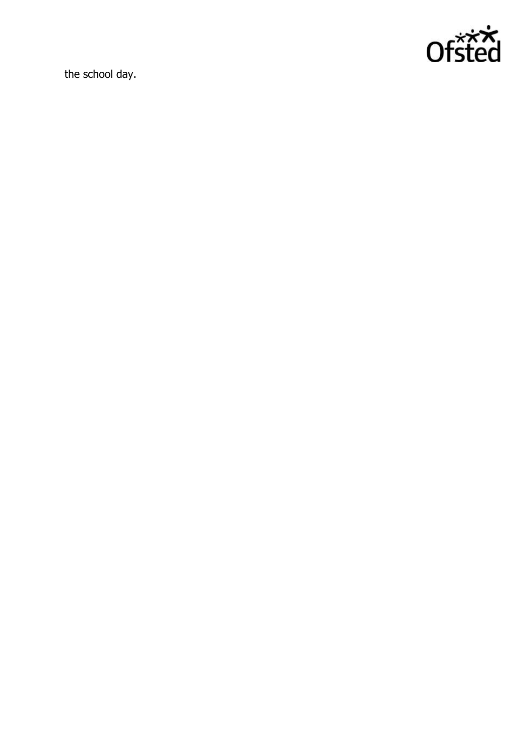the school day.